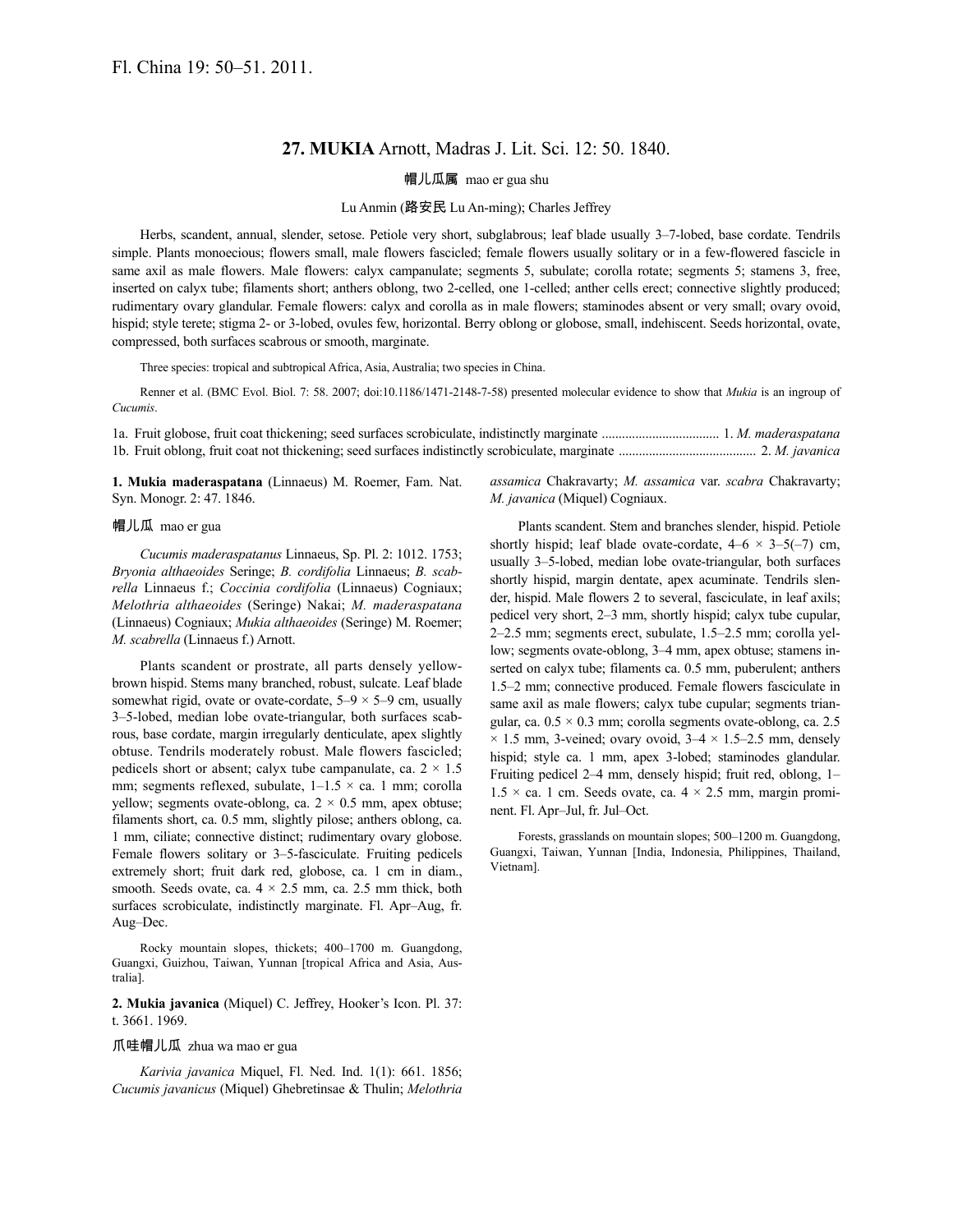Fl. China 19: 50–51. 2011.

## 27. MUKIA Arnott, Madras J. Lit. Sci. 12: 50. 1840.

帽儿瓜属 mao er gua shu

Lu Anmin (路安民 Lu An-ming); Charles Jeffrey

Herbs, scandent, annual, slender, setose. Petiole very short, subglabrous; leaf blade usually 3–7-lobed, base cordate. Tendrils simple. Plants monoecious; flowers small, male flowers fascicled; female flowers usually solitary or in a few-flowered fascicle in same axil as male flowers. Male flowers: calyx campanulate; segments 5, subulate; corolla rotate; segments 5; stamens 3, free, inserted on calyx tube; filaments short; anthers oblong, two 2-celled, one 1-celled; anther cells erect; connective slightly produced; rudimentary ovary glandular. Female flowers: calyx and corolla as in male flowers; staminodes absent or very small; ovary ovoid, hispid; style terete; stigma 2- or 3-lobed, ovules few, horizontal. Berry oblong or globose, small, indehiscent. Seeds horizontal, ovate, compressed, both surfaces scabrous or smooth, marginate.

Three species: tropical and subtropical Africa, Asia, Australia; two species in China.

Renner et al. (BMC Evol. Biol. 7: 58. 2007; doi:10.1186/1471-2148-7-58) presented molecular evidence to show that *Mukia* is an ingroup of *Cucumis*.

1a. Fruit globose, fruit coat thickening; seed surfaces scrobiculate, indistinctly marginate .................................. 1. *M. maderaspatana*
1b. Fruit oblong, fruit coat not thickening; seed surfaces indistinctly scrobiculate, marginate ........................................ 2. *M. javanica*

**1. Mukia maderaspatana** (Linnaeus) M. Roemer, Fam. Nat. Syn. Monogr. 2: 47. 1846.

帽儿瓜 mao er gua

*Cucumis maderaspatanus* Linnaeus, Sp. Pl. 2: 1012. 1753; *Bryonia althaeoides* Seringe; *B. cordifolia* Linnaeus; *B. scabrella* Linnaeus f.; *Coccinia cordifolia* (Linnaeus) Cogniaux; *Melothria althaeoides* (Seringe) Nakai; *M. maderaspatana* (Linnaeus) Cogniaux; *Mukia althaeoides* (Seringe) M. Roemer; *M. scabrella* (Linnaeus f.) Arnott.

Plants scandent or prostrate, all parts densely yellow-brown hispid. Stems many branched, robust, sulcate. Leaf blade somewhat rigid, ovate or ovate-cordate, 5–9 × 5–9 cm, usually 3–5-lobed, median lobe ovate-triangular, both surfaces scabrous, base cordate, margin irregularly denticulate, apex slightly obtuse. Tendrils moderately robust. Male flowers fascicled; pedicels short or absent; calyx tube campanulate, ca. 2 × 1.5 mm; segments reflexed, subulate, 1–1.5 × ca. 1 mm; corolla yellow; segments ovate-oblong, ca. 2 × 0.5 mm, apex obtuse; filaments short, ca. 0.5 mm, slightly pilose; anthers oblong, ca. 1 mm, ciliate; connective distinct; rudimentary ovary globose. Female flowers solitary or 3–5-fasciculate. Fruiting pedicels extremely short; fruit dark red, globose, ca. 1 cm in diam., smooth. Seeds ovate, ca. 4 × 2.5 mm, ca. 2.5 mm thick, both surfaces scrobiculate, indistinctly marginate. Fl. Apr–Aug, fr. Aug–Dec.

Rocky mountain slopes, thickets; 400–1700 m. Guangdong, Guangxi, Guizhou, Taiwan, Yunnan [tropical Africa and Asia, Australia].

**2. Mukia javanica** (Miquel) C. Jeffrey, Hooker's Icon. Pl. 37: t. 3661. 1969.

爪哇帽儿瓜 zhua wa mao er gua

*Karivia javanica* Miquel, Fl. Ned. Ind. 1(1): 661. 1856; *Cucumis javanicus* (Miquel) Ghebretinsae & Thulin; *Melothria assamica* Chakravarty; *M. assamica* var. *scabra* Chakravarty; *M. javanica* (Miquel) Cogniaux.

Plants scandent. Stem and branches slender, hispid. Petiole shortly hispid; leaf blade ovate-cordate, 4–6 × 3–5(–7) cm, usually 3–5-lobed, median lobe ovate-triangular, both surfaces shortly hispid, margin dentate, apex acuminate. Tendrils slender, hispid. Male flowers 2 to several, fasciculate, in leaf axils; pedicel very short, 2–3 mm, shortly hispid; calyx tube cupular, 2–2.5 mm; segments erect, subulate, 1.5–2.5 mm; corolla yellow; segments ovate-oblong, 3–4 mm, apex obtuse; stamens inserted on calyx tube; filaments ca. 0.5 mm, puberulent; anthers 1.5–2 mm; connective produced. Female flowers fasciculate in same axil as male flowers; calyx tube cupular, segments triangular, ca. 0.5 × 0.3 mm; corolla segments ovate-oblong, ca. 2.5 × 1.5 mm, 3-veined; ovary ovoid, 3–4 × 1.5–2.5 mm, densely hispid; style ca. 1 mm, apex 3-lobed; staminodes glandular. Fruiting pedicel 2–4 mm, densely hispid; fruit red, oblong, 1–1.5 × ca. 1 cm. Seeds ovate, ca. 4 × 2.5 mm, margin prominent. Fl. Apr–Jul, fr. Jul–Oct.

Forests, grasslands on mountain slopes; 500–1200 m. Guangdong, Guangxi, Taiwan, Yunnan [India, Indonesia, Philippines, Thailand, Vietnam].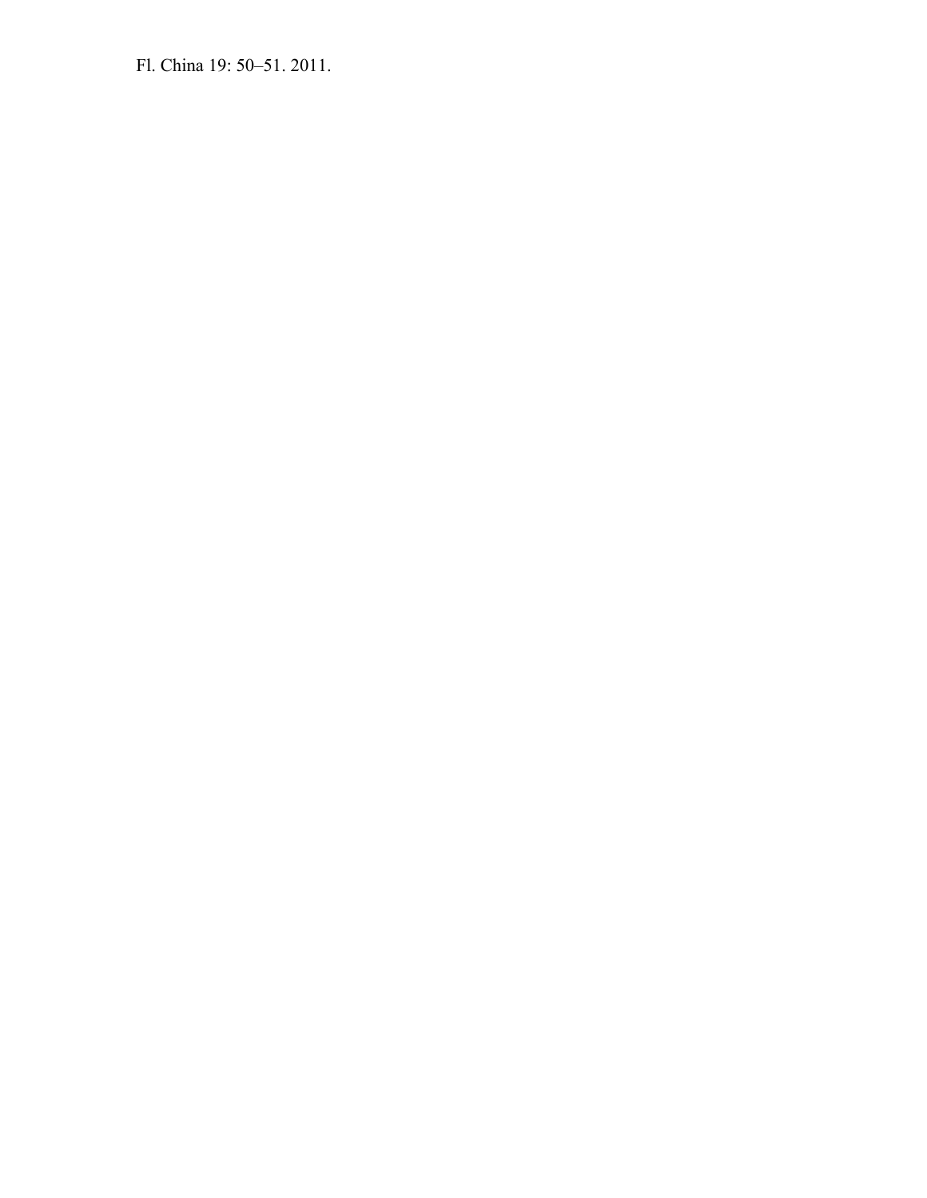Fl. China 19: 50–51. 2011.